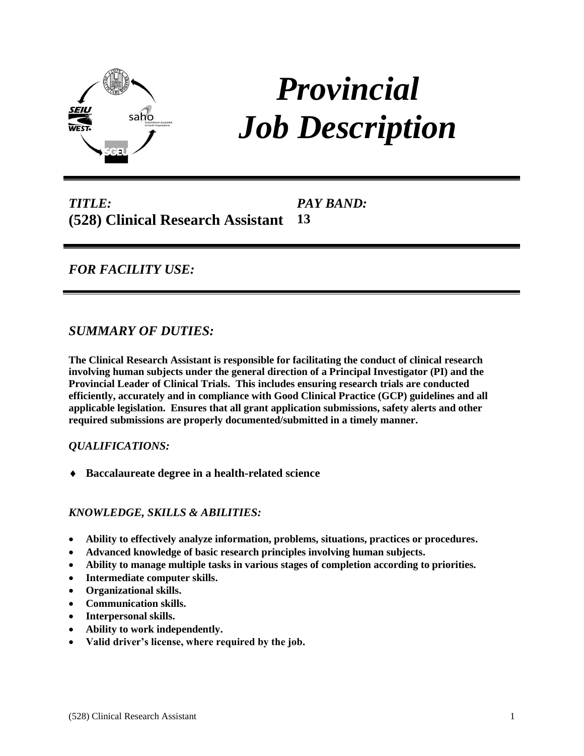# *Provincial Job Description*

*TITLE:*
**(528) Clinical Research Assistant**

*PAY BAND:*
**13**

---

*FOR FACILITY USE:*

---

## *SUMMARY OF DUTIES:*

**The Clinical Research Assistant is responsible for facilitating the conduct of clinical research involving human subjects under the general direction of a Principal Investigator (PI) and the Provincial Leader of Clinical Trials. This includes ensuring research trials are conducted efficiently, accurately and in compliance with Good Clinical Practice (GCP) guidelines and all applicable legislation. Ensures that all grant application submissions, safety alerts and other required submissions are properly documented/submitted in a timely manner.**

### *QUALIFICATIONS:*

- **Baccalaureate degree in a health-related science**

### *KNOWLEDGE, SKILLS & ABILITIES:*

- **Ability to effectively analyze information, problems, situations, practices or procedures.**
- **Advanced knowledge of basic research principles involving human subjects.**
- **Ability to manage multiple tasks in various stages of completion according to priorities.**
- **Intermediate computer skills.**
- **Organizational skills.**
- **Communication skills.**
- **Interpersonal skills.**
- **Ability to work independently.**
- **Valid driver's license, where required by the job.**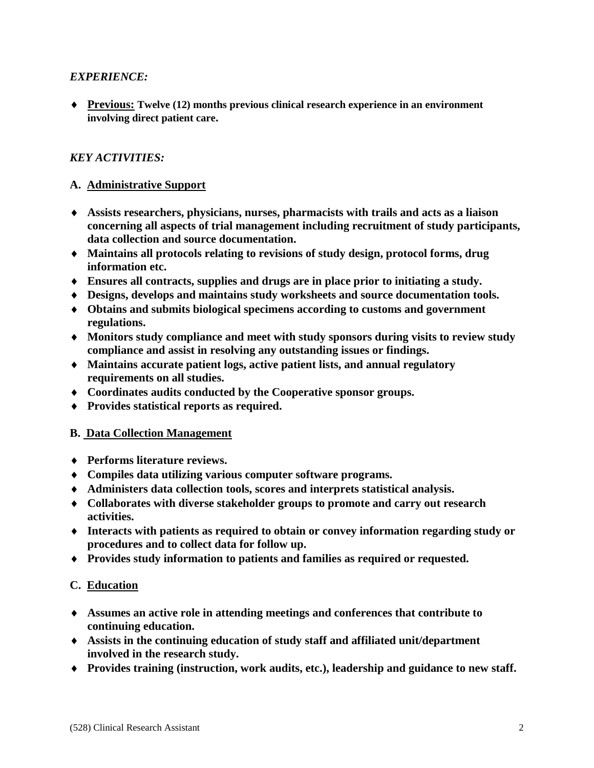*EXPERIENCE:*

- **Previous:** **Twelve (12) months previous clinical research experience in an environment involving direct patient care.**

*KEY ACTIVITIES:*

**A. Administrative Support**

- **Assists researchers, physicians, nurses, pharmacists with trails and acts as a liaison concerning all aspects of trial management including recruitment of study participants, data collection and source documentation.**
- **Maintains all protocols relating to revisions of study design, protocol forms, drug information etc.**
- **Ensures all contracts, supplies and drugs are in place prior to initiating a study.**
- **Designs, develops and maintains study worksheets and source documentation tools.**
- **Obtains and submits biological specimens according to customs and government regulations.**
- **Monitors study compliance and meet with study sponsors during visits to review study compliance and assist in resolving any outstanding issues or findings.**
- **Maintains accurate patient logs, active patient lists, and annual regulatory requirements on all studies.**
- **Coordinates audits conducted by the Cooperative sponsor groups.**
- **Provides statistical reports as required.**

**B. Data Collection Management**

- **Performs literature reviews.**
- **Compiles data utilizing various computer software programs.**
- **Administers data collection tools, scores and interprets statistical analysis.**
- **Collaborates with diverse stakeholder groups to promote and carry out research activities.**
- **Interacts with patients as required to obtain or convey information regarding study or procedures and to collect data for follow up.**
- **Provides study information to patients and families as required or requested.**

**C. Education**

- **Assumes an active role in attending meetings and conferences that contribute to continuing education.**
- **Assists in the continuing education of study staff and affiliated unit/department involved in the research study.**
- **Provides training (instruction, work audits, etc.), leadership and guidance to new staff.**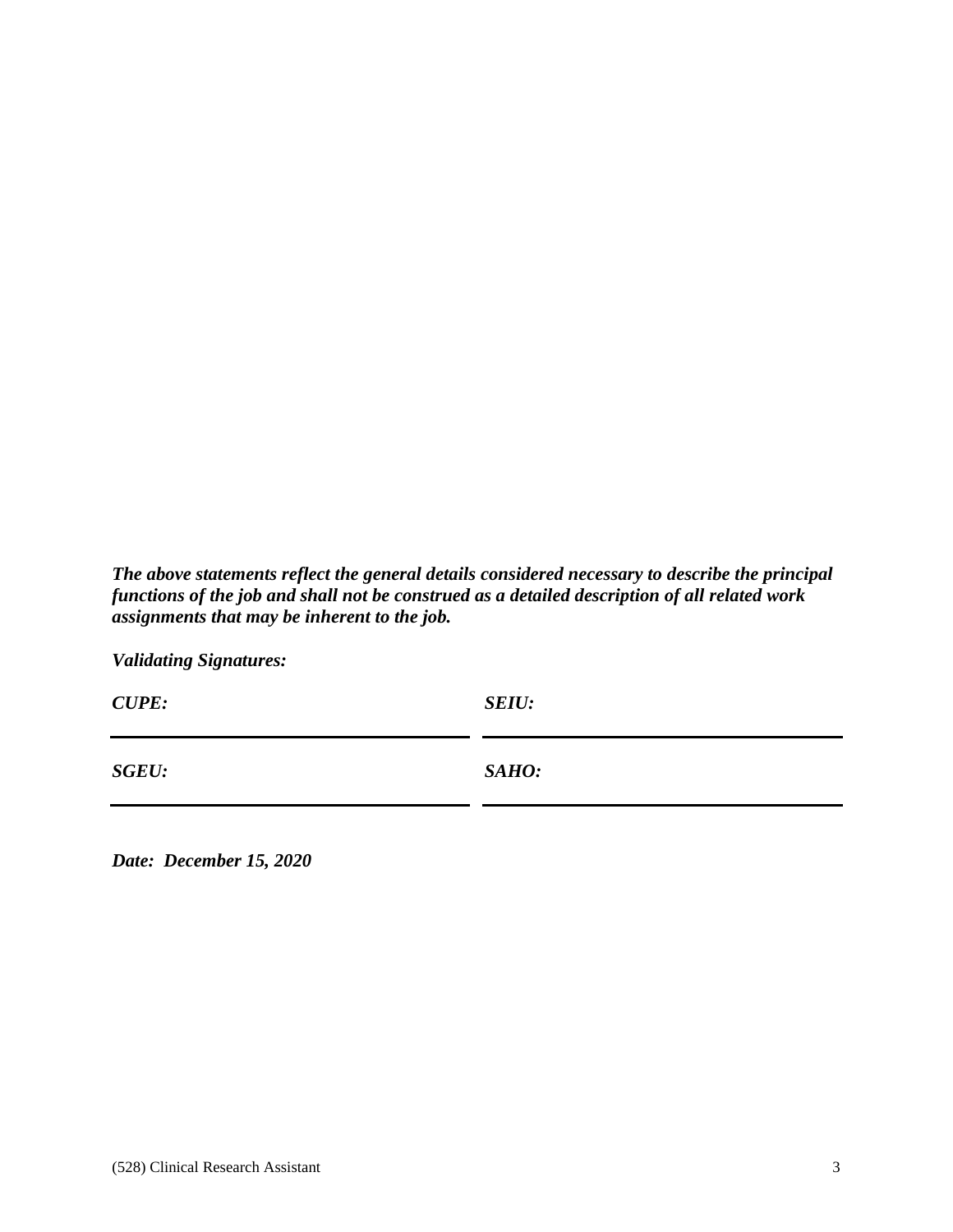***The above statements reflect the general details considered necessary to describe the principal functions of the job and shall not be construed as a detailed description of all related work assignments that may be inherent to the job.***

***Validating Signatures:***

| | |
|---|---|
| ***CUPE:*** | ***SEIU:*** |
| ***SGEU:*** | ***SAHO:*** |

***Date: December 15, 2020***